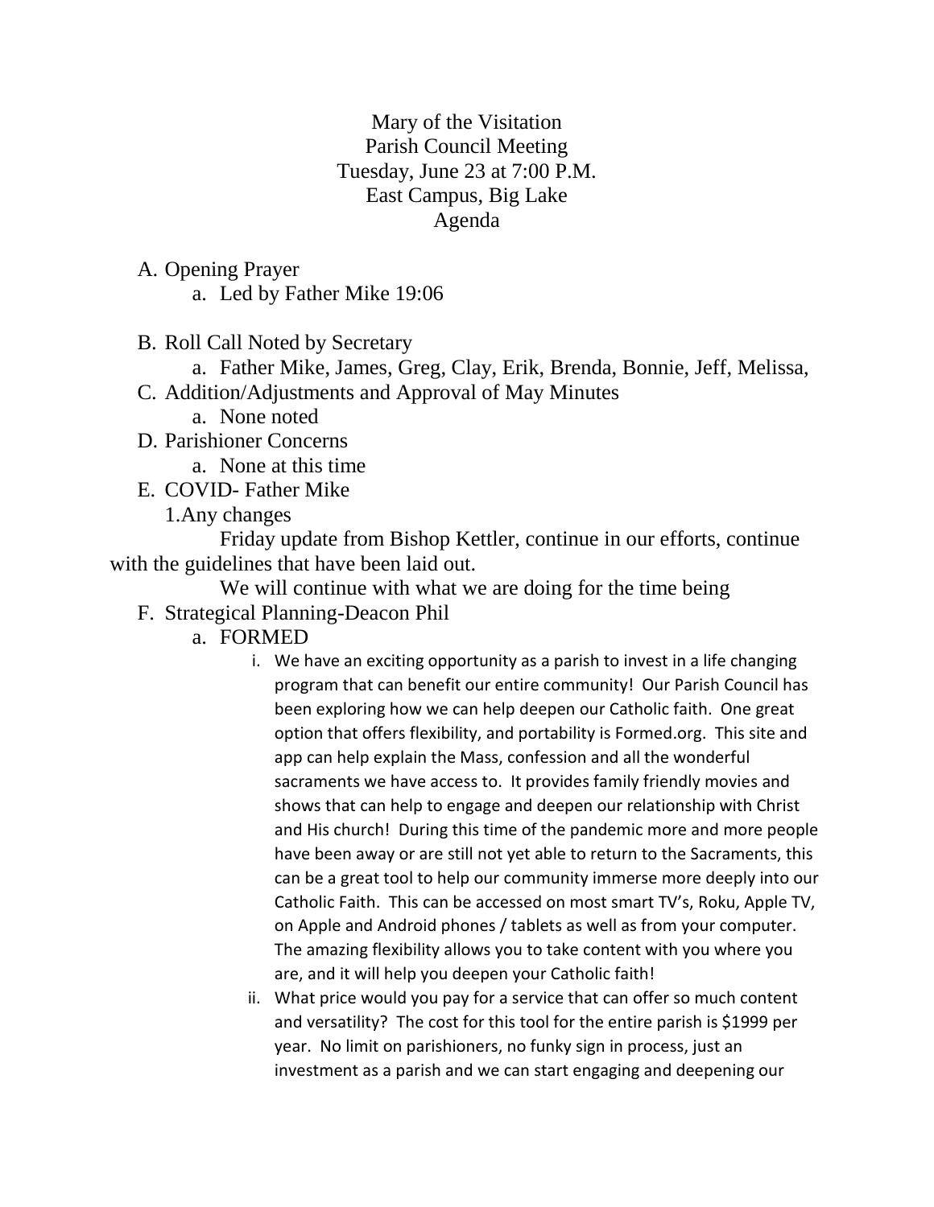Mary of the Visitation
Parish Council Meeting
Tuesday, June 23 at 7:00 P.M.
East Campus, Big Lake
Agenda

A. Opening Prayer
   a. Led by Father Mike 19:06

B. Roll Call Noted by Secretary
   a. Father Mike, James, Greg, Clay, Erik, Brenda, Bonnie, Jeff, Melissa,

C. Addition/Adjustments and Approval of May Minutes
   a. None noted

D. Parishioner Concerns
   a. None at this time

E. COVID- Father Mike
   1.Any changes
   Friday update from Bishop Kettler, continue in our efforts, continue with the guidelines that have been laid out.
   We will continue with what we are doing for the time being

F. Strategical Planning-Deacon Phil
   a. FORMED
      i. We have an exciting opportunity as a parish to invest in a life changing program that can benefit our entire community! Our Parish Council has been exploring how we can help deepen our Catholic faith. One great option that offers flexibility, and portability is Formed.org. This site and app can help explain the Mass, confession and all the wonderful sacraments we have access to. It provides family friendly movies and shows that can help to engage and deepen our relationship with Christ and His church! During this time of the pandemic more and more people have been away or are still not yet able to return to the Sacraments, this can be a great tool to help our community immerse more deeply into our Catholic Faith. This can be accessed on most smart TV's, Roku, Apple TV, on Apple and Android phones / tablets as well as from your computer. The amazing flexibility allows you to take content with you where you are, and it will help you deepen your Catholic faith!
      ii. What price would you pay for a service that can offer so much content and versatility? The cost for this tool for the entire parish is $1999 per year. No limit on parishioners, no funky sign in process, just an investment as a parish and we can start engaging and deepening our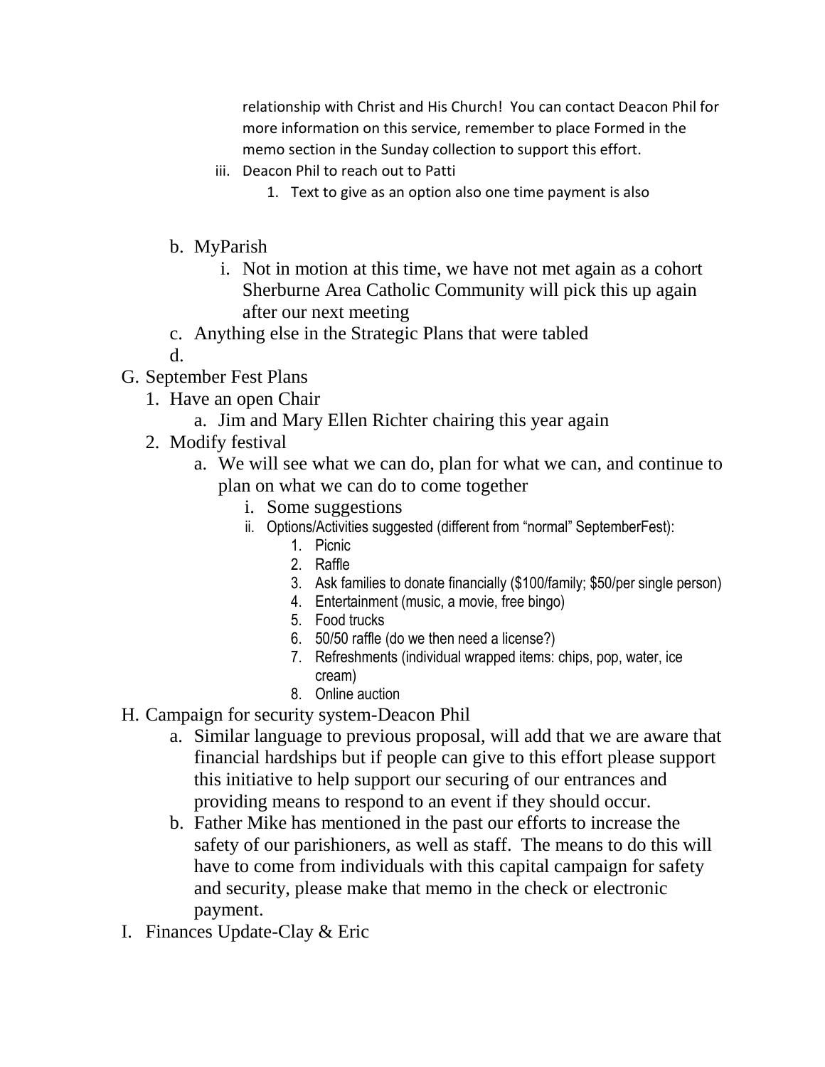relationship with Christ and His Church! You can contact Deacon Phil for more information on this service, remember to place Formed in the memo section in the Sunday collection to support this effort.

   - iii. Deacon Phil to reach out to Patti
     1. Text to give as an option also one time payment is also

- b. MyParish
  - i. Not in motion at this time, we have not met again as a cohort Sherburne Area Catholic Community will pick this up again after our next meeting
- c. Anything else in the Strategic Plans that were tabled
- d.

G. September Fest Plans

1. Have an open Chair
   - a. Jim and Mary Ellen Richter chairing this year again
2. Modify festival
   - a. We will see what we can do, plan for what we can, and continue to plan on what we can do to come together
     - i. Some suggestions
     - ii. Options/Activities suggested (different from "normal" SeptemberFest):
       1. Picnic
       2. Raffle
       3. Ask families to donate financially ($100/family; $50/per single person)
       4. Entertainment (music, a movie, free bingo)
       5. Food trucks
       6. 50/50 raffle (do we then need a license?)
       7. Refreshments (individual wrapped items: chips, pop, water, ice cream)
       8. Online auction

H. Campaign for security system-Deacon Phil

- a. Similar language to previous proposal, will add that we are aware that financial hardships but if people can give to this effort please support this initiative to help support our securing of our entrances and providing means to respond to an event if they should occur.
- b. Father Mike has mentioned in the past our efforts to increase the safety of our parishioners, as well as staff. The means to do this will have to come from individuals with this capital campaign for safety and security, please make that memo in the check or electronic payment.

I. Finances Update-Clay & Eric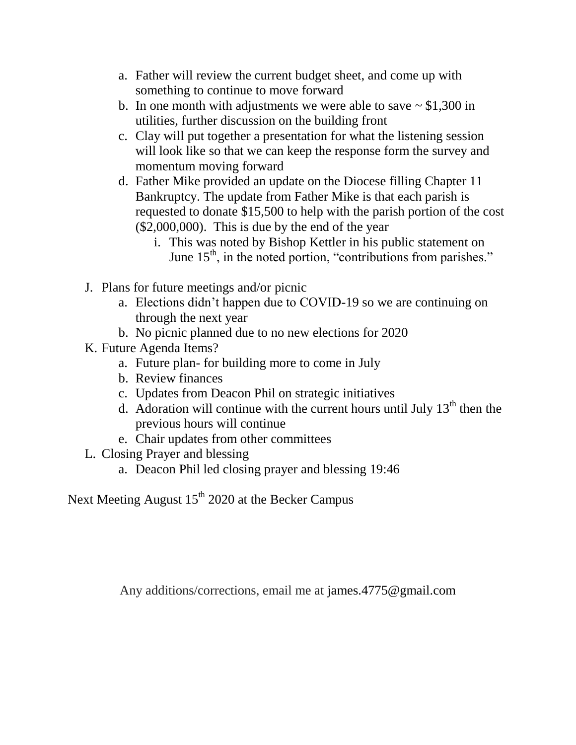a. Father will review the current budget sheet, and come up with something to continue to move forward
b. In one month with adjustments we were able to save ~ $1,300 in utilities, further discussion on the building front
c. Clay will put together a presentation for what the listening session will look like so that we can keep the response form the survey and momentum moving forward
d. Father Mike provided an update on the Diocese filling Chapter 11 Bankruptcy. The update from Father Mike is that each parish is requested to donate $15,500 to help with the parish portion of the cost ($2,000,000). This is due by the end of the year
    i. This was noted by Bishop Kettler in his public statement on June 15th, in the noted portion, "contributions from parishes."

J. Plans for future meetings and/or picnic
    a. Elections didn't happen due to COVID-19 so we are continuing on through the next year
    b. No picnic planned due to no new elections for 2020

K. Future Agenda Items?
    a. Future plan- for building more to come in July
    b. Review finances
    c. Updates from Deacon Phil on strategic initiatives
    d. Adoration will continue with the current hours until July 13th then the previous hours will continue
    e. Chair updates from other committees

L. Closing Prayer and blessing
    a. Deacon Phil led closing prayer and blessing 19:46

Next Meeting August 15th 2020 at the Becker Campus

Any additions/corrections, email me at james.4775@gmail.com